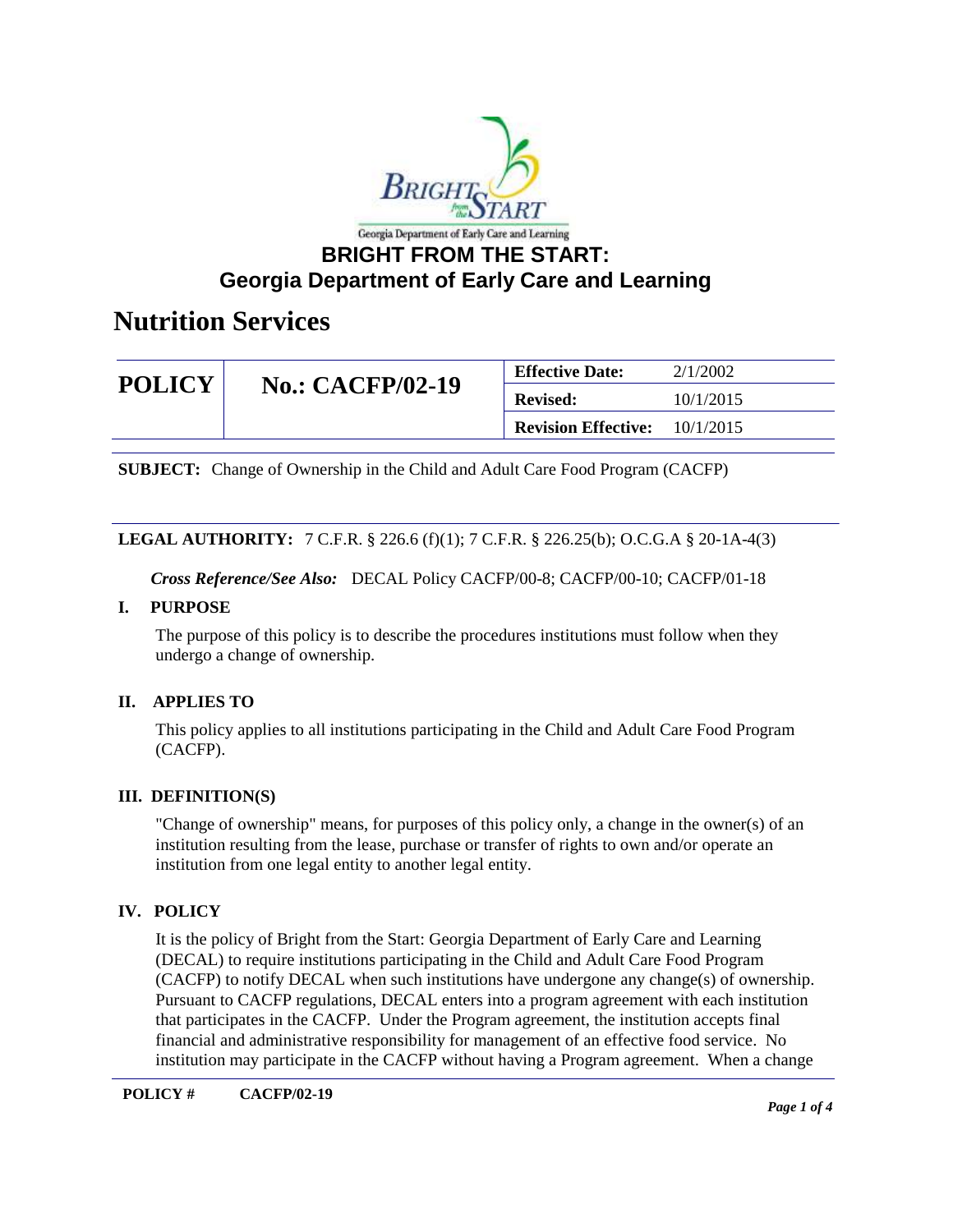Georgia Department of Early Care and Learning

# BRIGHT FROM THE START:
# Georgia Department of Early Care and Learning

# Nutrition Services

| **POLICY** | **No.: CACFP/02-19** | **Effective Date:** | 2/1/2002 |
|---|---|---|---|
| | | **Revised:** | 10/1/2015 |
| | | **Revision Effective:** | 10/1/2015 |

**SUBJECT:** Change of Ownership in the Child and Adult Care Food Program (CACFP)

**LEGAL AUTHORITY:** 7 C.F.R. § 226.6 (f)(1); 7 C.F.R. § 226.25(b); O.C.G.A § 20-1A-4(3)

***Cross Reference/See Also:*** DECAL Policy CACFP/00-8; CACFP/00-10; CACFP/01-18

## I. PURPOSE

The purpose of this policy is to describe the procedures institutions must follow when they undergo a change of ownership.

## II. APPLIES TO

This policy applies to all institutions participating in the Child and Adult Care Food Program (CACFP).

## III. DEFINITION(S)

"Change of ownership" means, for purposes of this policy only, a change in the owner(s) of an institution resulting from the lease, purchase or transfer of rights to own and/or operate an institution from one legal entity to another legal entity.

## IV. POLICY

It is the policy of Bright from the Start: Georgia Department of Early Care and Learning (DECAL) to require institutions participating in the Child and Adult Care Food Program (CACFP) to notify DECAL when such institutions have undergone any change(s) of ownership. Pursuant to CACFP regulations, DECAL enters into a program agreement with each institution that participates in the CACFP. Under the Program agreement, the institution accepts final financial and administrative responsibility for management of an effective food service. No institution may participate in the CACFP without having a Program agreement. When a change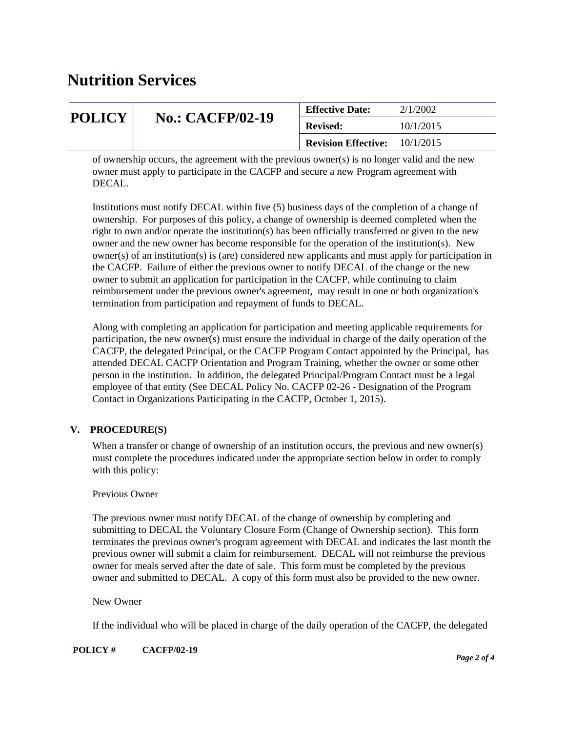of ownership occurs, the agreement with the previous owner(s) is no longer valid and the new owner must apply to participate in the CACFP and secure a new Program agreement with DECAL.

Institutions must notify DECAL within five (5) business days of the completion of a change of ownership. For purposes of this policy, a change of ownership is deemed completed when the right to own and/or operate the institution(s) has been officially transferred or given to the new owner and the new owner has become responsible for the operation of the institution(s). New owner(s) of an institution(s) is (are) considered new applicants and must apply for participation in the CACFP. Failure of either the previous owner to notify DECAL of the change or the new owner to submit an application for participation in the CACFP, while continuing to claim reimbursement under the previous owner's agreement, may result in one or both organization's termination from participation and repayment of funds to DECAL.

Along with completing an application for participation and meeting applicable requirements for participation, the new owner(s) must ensure the individual in charge of the daily operation of the CACFP, the delegated Principal, or the CACFP Program Contact appointed by the Principal, has attended DECAL CACFP Orientation and Program Training, whether the owner or some other person in the institution. In addition, the delegated Principal/Program Contact must be a legal employee of that entity (See DECAL Policy No. CACFP 02-26 - Designation of the Program Contact in Organizations Participating in the CACFP, October 1, 2015).

## V. PROCEDURE(S)

When a transfer or change of ownership of an institution occurs, the previous and new owner(s) must complete the procedures indicated under the appropriate section below in order to comply with this policy:

Previous Owner

The previous owner must notify DECAL of the change of ownership by completing and submitting to DECAL the Voluntary Closure Form (Change of Ownership section). This form terminates the previous owner's program agreement with DECAL and indicates the last month the previous owner will submit a claim for reimbursement. DECAL will not reimburse the previous owner for meals served after the date of sale. This form must be completed by the previous owner and submitted to DECAL. A copy of this form must also be provided to the new owner.

New Owner

If the individual who will be placed in charge of the daily operation of the CACFP, the delegated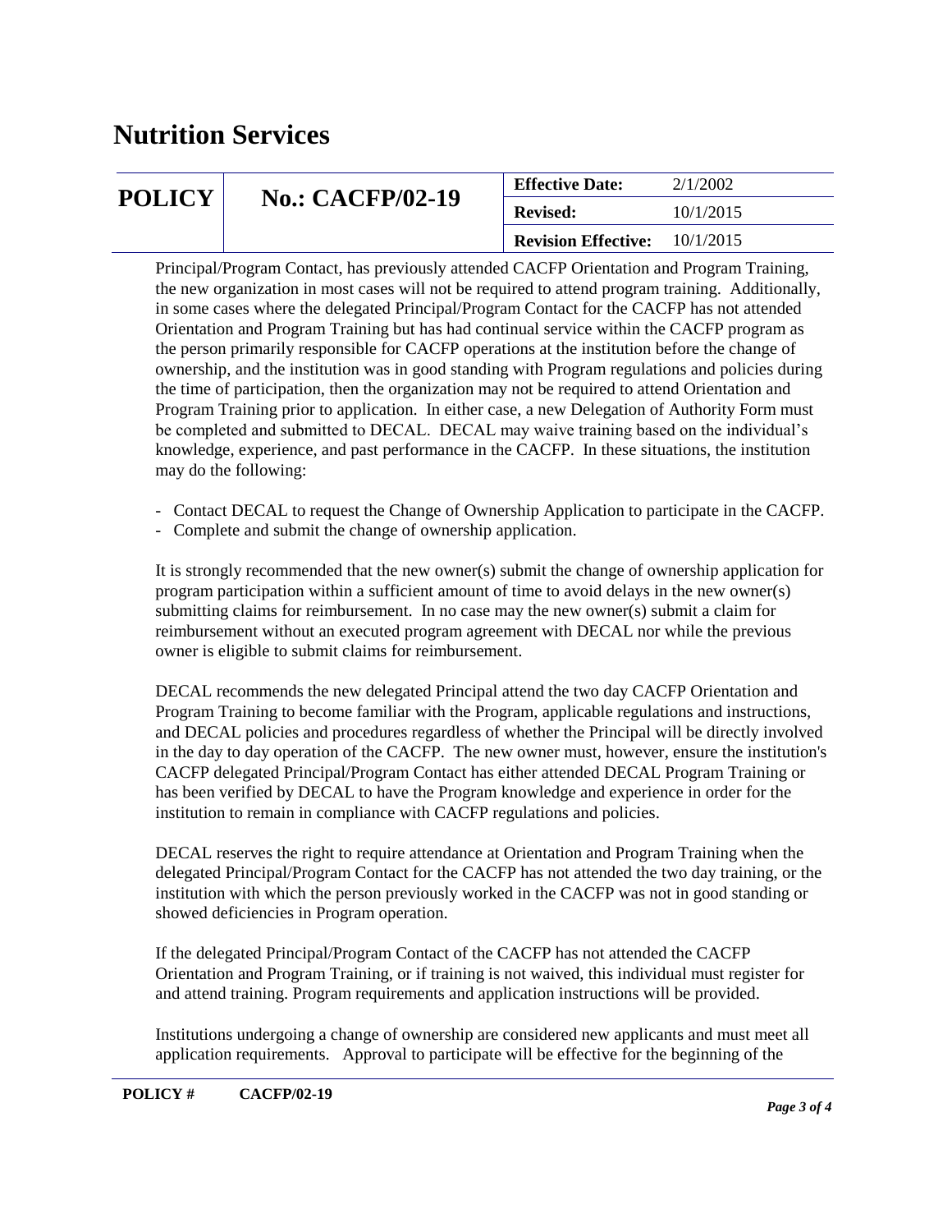Principal/Program Contact, has previously attended CACFP Orientation and Program Training, the new organization in most cases will not be required to attend program training. Additionally, in some cases where the delegated Principal/Program Contact for the CACFP has not attended Orientation and Program Training but has had continual service within the CACFP program as the person primarily responsible for CACFP operations at the institution before the change of ownership, and the institution was in good standing with Program regulations and policies during the time of participation, then the organization may not be required to attend Orientation and Program Training prior to application. In either case, a new Delegation of Authority Form must be completed and submitted to DECAL. DECAL may waive training based on the individual's knowledge, experience, and past performance in the CACFP. In these situations, the institution may do the following:

- Contact DECAL to request the Change of Ownership Application to participate in the CACFP.
- Complete and submit the change of ownership application.

It is strongly recommended that the new owner(s) submit the change of ownership application for program participation within a sufficient amount of time to avoid delays in the new owner(s) submitting claims for reimbursement. In no case may the new owner(s) submit a claim for reimbursement without an executed program agreement with DECAL nor while the previous owner is eligible to submit claims for reimbursement.

DECAL recommends the new delegated Principal attend the two day CACFP Orientation and Program Training to become familiar with the Program, applicable regulations and instructions, and DECAL policies and procedures regardless of whether the Principal will be directly involved in the day to day operation of the CACFP. The new owner must, however, ensure the institution's CACFP delegated Principal/Program Contact has either attended DECAL Program Training or has been verified by DECAL to have the Program knowledge and experience in order for the institution to remain in compliance with CACFP regulations and policies.

DECAL reserves the right to require attendance at Orientation and Program Training when the delegated Principal/Program Contact for the CACFP has not attended the two day training, or the institution with which the person previously worked in the CACFP was not in good standing or showed deficiencies in Program operation.

If the delegated Principal/Program Contact of the CACFP has not attended the CACFP Orientation and Program Training, or if training is not waived, this individual must register for and attend training. Program requirements and application instructions will be provided.

Institutions undergoing a change of ownership are considered new applicants and must meet all application requirements. Approval to participate will be effective for the beginning of the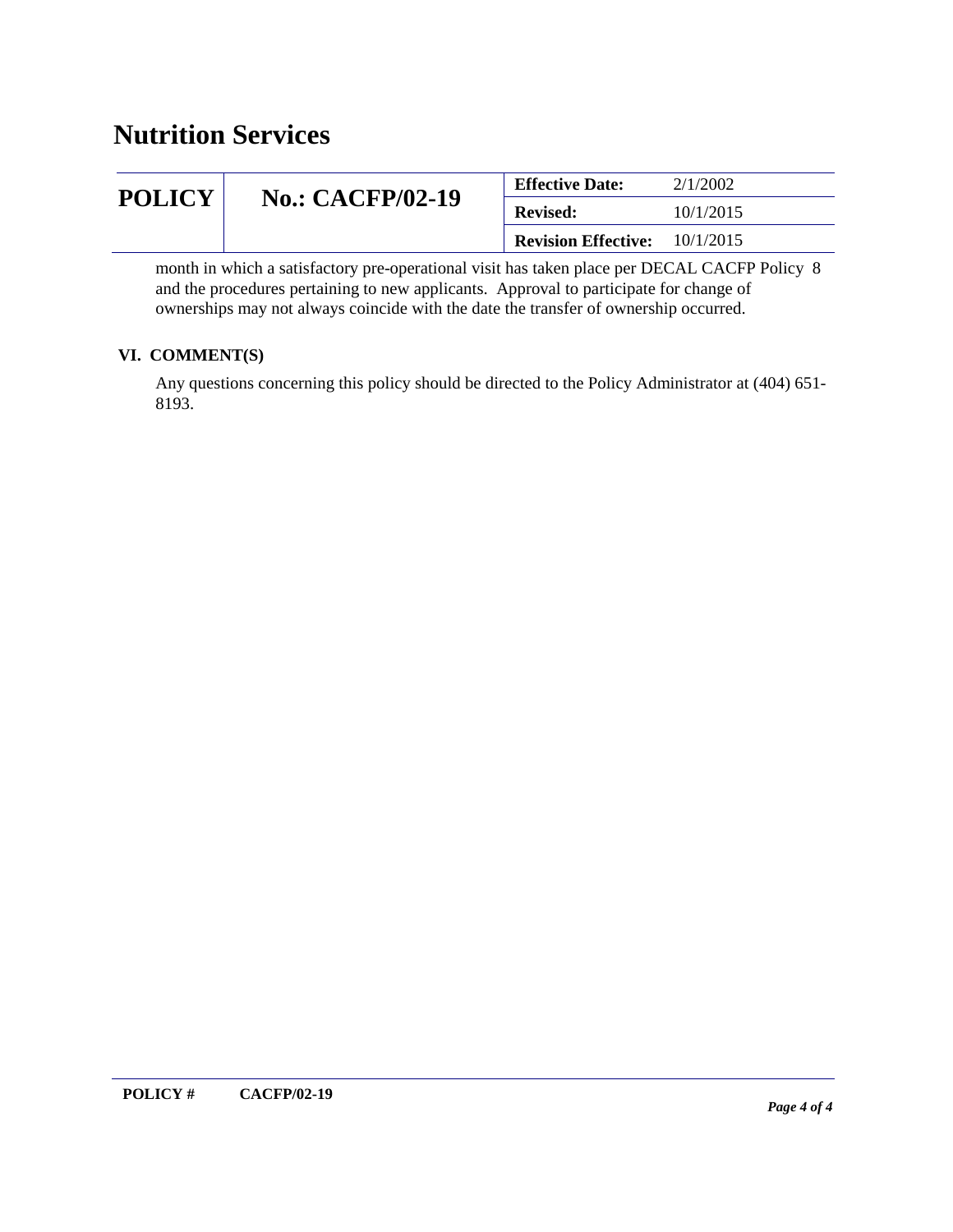month in which a satisfactory pre-operational visit has taken place per DECAL CACFP Policy 8 and the procedures pertaining to new applicants. Approval to participate for change of ownerships may not always coincide with the date the transfer of ownership occurred.

## VI. COMMENT(S)

Any questions concerning this policy should be directed to the Policy Administrator at (404) 651-8193.